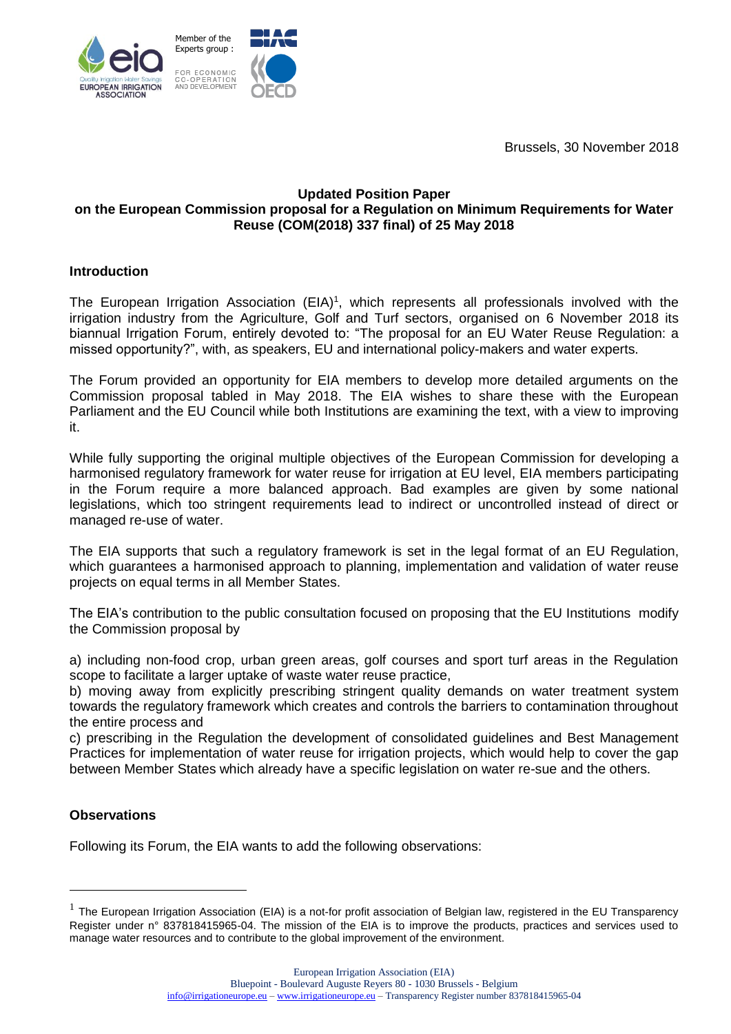Member of the Experts group :

FOR ECONOMIC CO-OPERATION AND DEVELOPMENT

Brussels, 30 November 2018

**Updated Position Paper**
**on the European Commission proposal for a Regulation on Minimum Requirements for Water Reuse (COM(2018) 337 final) of 25 May 2018**

**Introduction**

The European Irrigation Association (EIA)[1], which represents all professionals involved with the irrigation industry from the Agriculture, Golf and Turf sectors, organised on 6 November 2018 its biannual Irrigation Forum, entirely devoted to: "The proposal for an EU Water Reuse Regulation: a missed opportunity?", with, as speakers, EU and international policy-makers and water experts.

The Forum provided an opportunity for EIA members to develop more detailed arguments on the Commission proposal tabled in May 2018. The EIA wishes to share these with the European Parliament and the EU Council while both Institutions are examining the text, with a view to improving it.

While fully supporting the original multiple objectives of the European Commission for developing a harmonised regulatory framework for water reuse for irrigation at EU level, EIA members participating in the Forum require a more balanced approach. Bad examples are given by some national legislations, which too stringent requirements lead to indirect or uncontrolled instead of direct or managed re-use of water.

The EIA supports that such a regulatory framework is set in the legal format of an EU Regulation, which guarantees a harmonised approach to planning, implementation and validation of water reuse projects on equal terms in all Member States.

The EIA's contribution to the public consultation focused on proposing that the EU Institutions modify the Commission proposal by

a) including non-food crop, urban green areas, golf courses and sport turf areas in the Regulation scope to facilitate a larger uptake of waste water reuse practice,
b) moving away from explicitly prescribing stringent quality demands on water treatment system towards the regulatory framework which creates and controls the barriers to contamination throughout the entire process and
c) prescribing in the Regulation the development of consolidated guidelines and Best Management Practices for implementation of water reuse for irrigation projects, which would help to cover the gap between Member States which already have a specific legislation on water re-sue and the others.

**Observations**

Following its Forum, the EIA wants to add the following observations:

---

[1] The European Irrigation Association (EIA) is a not-for profit association of Belgian law, registered in the EU Transparency Register under n° 837818415965-04. The mission of the EIA is to improve the products, practices and services used to manage water resources and to contribute to the global improvement of the environment.

European Irrigation Association (EIA)
Bluepoint - Boulevard Auguste Reyers 80 - 1030 Brussels - Belgium
info@irrigationeurope.eu – www.irrigationeurope.eu – Transparency Register number 837818415965-04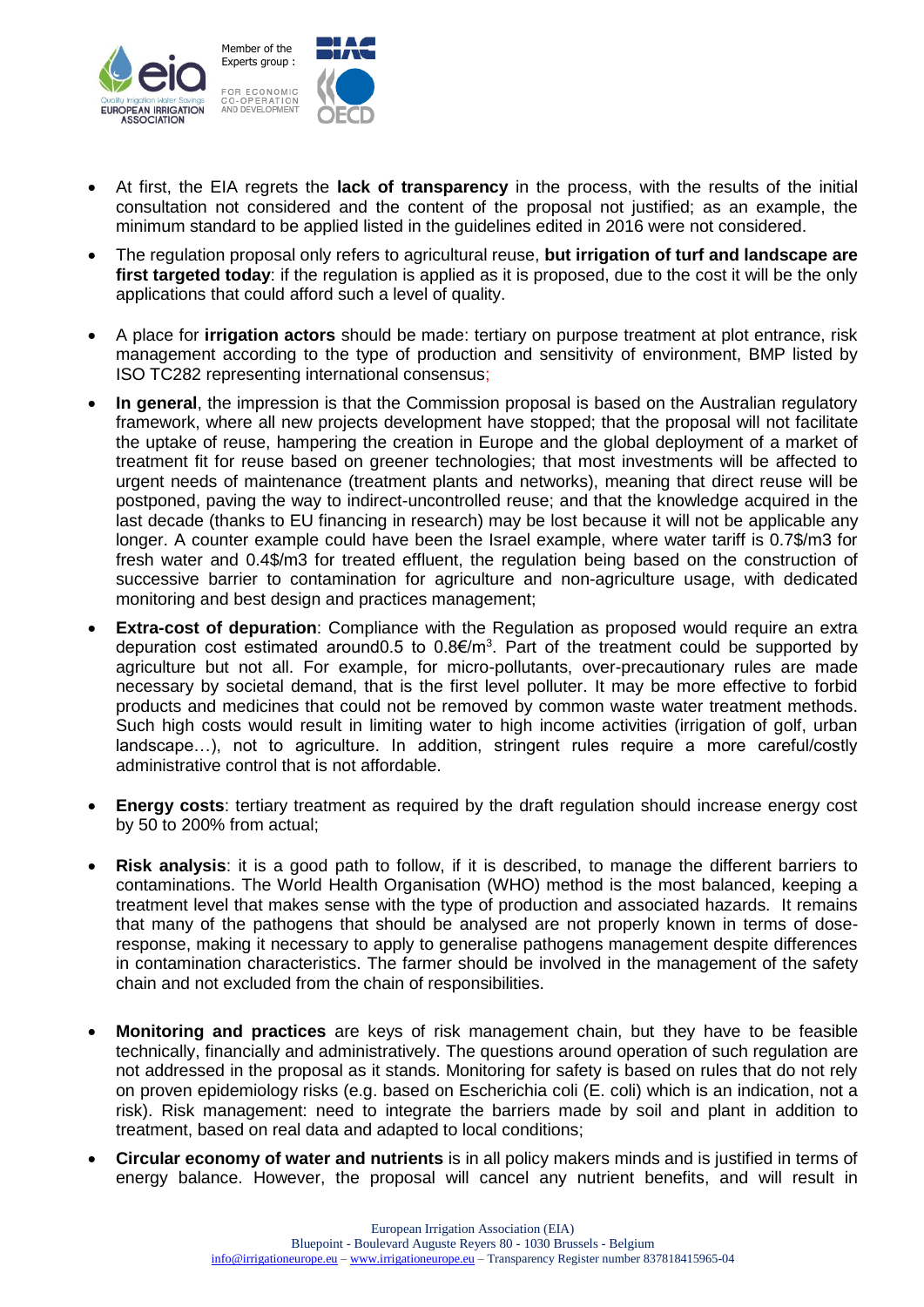- At first, the EIA regrets the **lack of transparency** in the process, with the results of the initial consultation not considered and the content of the proposal not justified; as an example, the minimum standard to be applied listed in the guidelines edited in 2016 were not considered.
- The regulation proposal only refers to agricultural reuse, **but irrigation of turf and landscape are first targeted today**: if the regulation is applied as it is proposed, due to the cost it will be the only applications that could afford such a level of quality.
- A place for **irrigation actors** should be made: tertiary on purpose treatment at plot entrance, risk management according to the type of production and sensitivity of environment, BMP listed by ISO TC282 representing international consensus;
- **In general**, the impression is that the Commission proposal is based on the Australian regulatory framework, where all new projects development have stopped; that the proposal will not facilitate the uptake of reuse, hampering the creation in Europe and the global deployment of a market of treatment fit for reuse based on greener technologies; that most investments will be affected to urgent needs of maintenance (treatment plants and networks), meaning that direct reuse will be postponed, paving the way to indirect-uncontrolled reuse; and that the knowledge acquired in the last decade (thanks to EU financing in research) may be lost because it will not be applicable any longer. A counter example could have been the Israel example, where water tariff is 0.7$/m3 for fresh water and 0.4$/m3 for treated effluent, the regulation being based on the construction of successive barrier to contamination for agriculture and non-agriculture usage, with dedicated monitoring and best design and practices management;
- **Extra-cost of depuration**: Compliance with the Regulation as proposed would require an extra depuration cost estimated around0.5 to 0.8€/m$^3$. Part of the treatment could be supported by agriculture but not all. For example, for micro-pollutants, over-precautionary rules are made necessary by societal demand, that is the first level polluter. It may be more effective to forbid products and medicines that could not be removed by common waste water treatment methods. Such high costs would result in limiting water to high income activities (irrigation of golf, urban landscape…), not to agriculture. In addition, stringent rules require a more careful/costly administrative control that is not affordable.
- **Energy costs**: tertiary treatment as required by the draft regulation should increase energy cost by 50 to 200% from actual;
- **Risk analysis**: it is a good path to follow, if it is described, to manage the different barriers to contaminations. The World Health Organisation (WHO) method is the most balanced, keeping a treatment level that makes sense with the type of production and associated hazards. It remains that many of the pathogens that should be analysed are not properly known in terms of dose-response, making it necessary to apply to generalise pathogens management despite differences in contamination characteristics. The farmer should be involved in the management of the safety chain and not excluded from the chain of responsibilities.
- **Monitoring and practices** are keys of risk management chain, but they have to be feasible technically, financially and administratively. The questions around operation of such regulation are not addressed in the proposal as it stands. Monitoring for safety is based on rules that do not rely on proven epidemiology risks (e.g. based on Escherichia coli (E. coli) which is an indication, not a risk). Risk management: need to integrate the barriers made by soil and plant in addition to treatment, based on real data and adapted to local conditions;
- **Circular economy of water and nutrients** is in all policy makers minds and is justified in terms of energy balance. However, the proposal will cancel any nutrient benefits, and will result in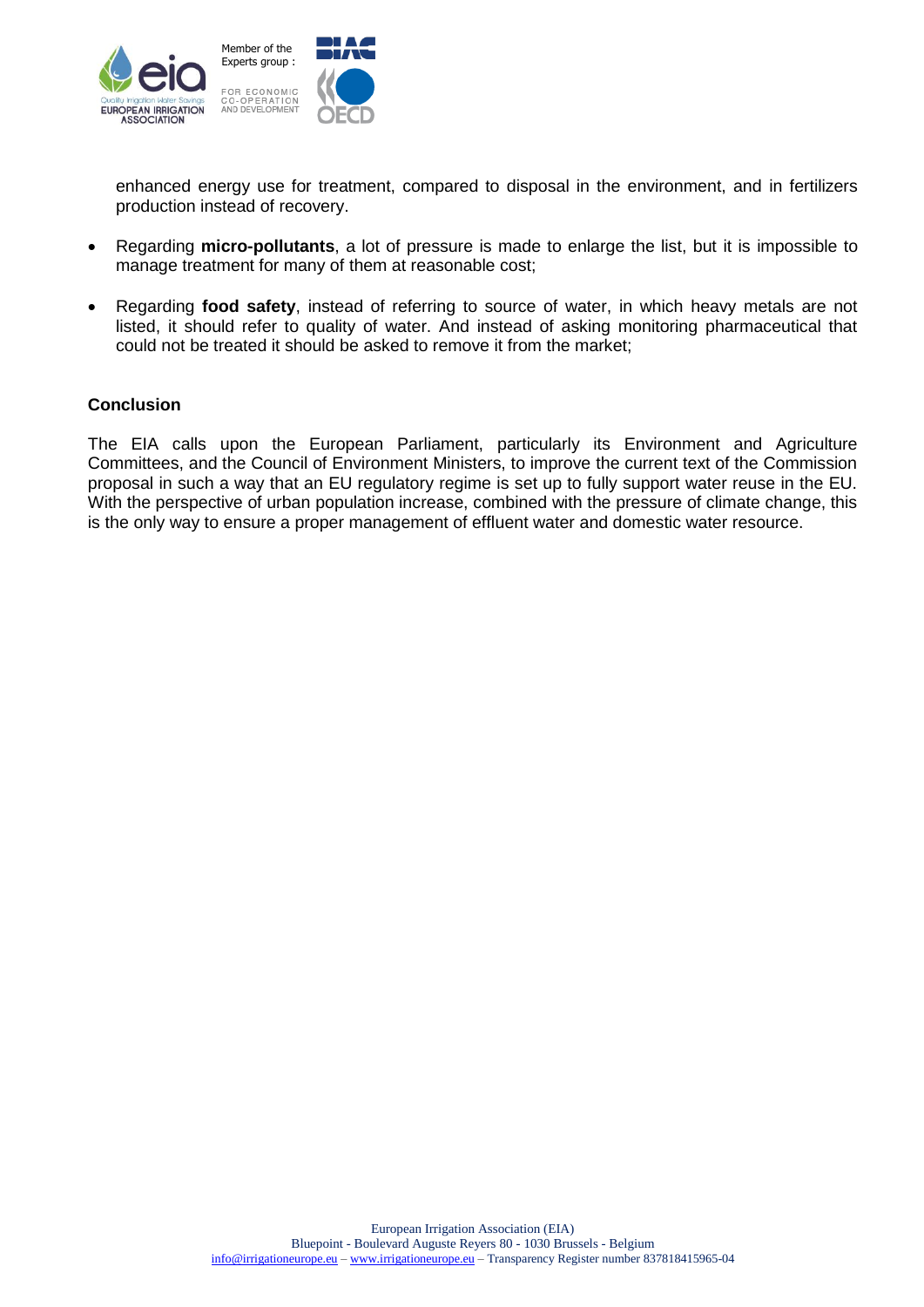enhanced energy use for treatment, compared to disposal in the environment, and in fertilizers production instead of recovery.

- Regarding **micro-pollutants**, a lot of pressure is made to enlarge the list, but it is impossible to manage treatment for many of them at reasonable cost;
- Regarding **food safety**, instead of referring to source of water, in which heavy metals are not listed, it should refer to quality of water. And instead of asking monitoring pharmaceutical that could not be treated it should be asked to remove it from the market;

**Conclusion**

The EIA calls upon the European Parliament, particularly its Environment and Agriculture Committees, and the Council of Environment Ministers, to improve the current text of the Commission proposal in such a way that an EU regulatory regime is set up to fully support water reuse in the EU. With the perspective of urban population increase, combined with the pressure of climate change, this is the only way to ensure a proper management of effluent water and domestic water resource.